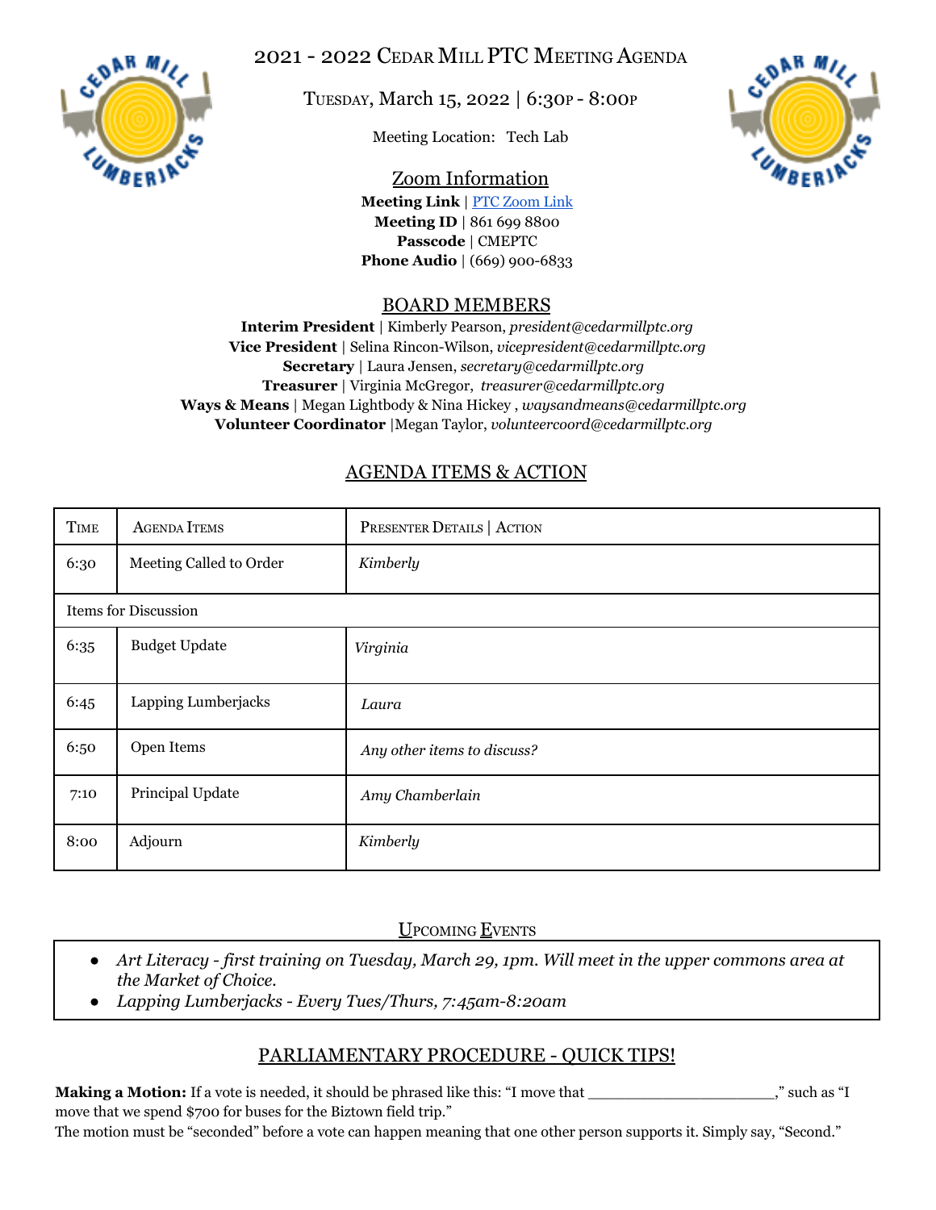# 2021 - 2022 Cedar Mill PTC Meeting Agenda

Tuesday, March 15, 2022 | 6:30p - 8:00p

Meeting Location: Tech Lab

## Zoom Information

**Meeting Link** | PTC Zoom Link
**Meeting ID** | 861 699 8800
**Passcode** | CMEPTC
**Phone Audio** | (669) 900-6833

## BOARD MEMBERS

**Interim President** | Kimberly Pearson, *president@cedarmillptc.org*
**Vice President** | Selina Rincon-Wilson, *vicepresident@cedarmillptc.org*
**Secretary** | Laura Jensen, *secretary@cedarmillptc.org*
**Treasurer** | Virginia McGregor, *treasurer@cedarmillptc.org*
**Ways & Means** | Megan Lightbody & Nina Hickey , *waysandmeans@cedarmillptc.org*
**Volunteer Coordinator** |Megan Taylor, *volunteercoord@cedarmillptc.org*

## AGENDA ITEMS & ACTION

| Time | Agenda Items | Presenter Details \| Action |
|---|---|---|
| 6:30 | Meeting Called to Order | *Kimberly* |
| Items for Discussion | | |
| 6:35 | Budget Update | *Virginia* |
| 6:45 | Lapping Lumberjacks | *Laura* |
| 6:50 | Open Items | *Any other items to discuss?* |
| 7:10 | Principal Update | *Amy Chamberlain* |
| 8:00 | Adjourn | *Kimberly* |

## Upcoming Events

- *Art Literacy - first training on Tuesday, March 29, 1pm. Will meet in the upper commons area at the Market of Choice.*
- *Lapping Lumberjacks - Every Tues/Thurs, 7:45am-8:20am*

## PARLIAMENTARY PROCEDURE - QUICK TIPS!

**Making a Motion:** If a vote is needed, it should be phrased like this: "I move that ____________________," such as "I move that we spend $700 for buses for the Biztown field trip."
The motion must be "seconded" before a vote can happen meaning that one other person supports it. Simply say, "Second."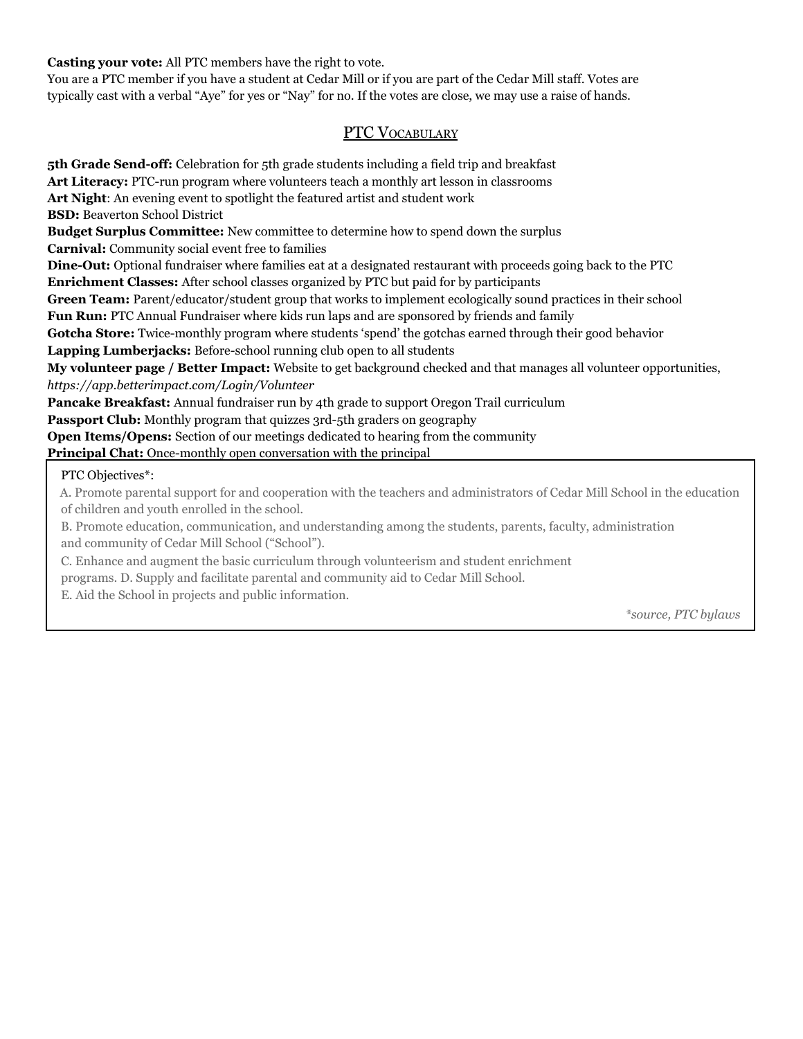**Casting your vote:** All PTC members have the right to vote.
You are a PTC member if you have a student at Cedar Mill or if you are part of the Cedar Mill staff. Votes are typically cast with a verbal "Aye" for yes or "Nay" for no. If the votes are close, we may use a raise of hands.

## PTC Vocabulary

**5th Grade Send-off:** Celebration for 5th grade students including a field trip and breakfast
**Art Literacy:** PTC-run program where volunteers teach a monthly art lesson in classrooms
**Art Night**: An evening event to spotlight the featured artist and student work
**BSD:** Beaverton School District
**Budget Surplus Committee:** New committee to determine how to spend down the surplus
**Carnival:** Community social event free to families
**Dine-Out:** Optional fundraiser where families eat at a designated restaurant with proceeds going back to the PTC
**Enrichment Classes:** After school classes organized by PTC but paid for by participants
**Green Team:** Parent/educator/student group that works to implement ecologically sound practices in their school
**Fun Run:** PTC Annual Fundraiser where kids run laps and are sponsored by friends and family
**Gotcha Store:** Twice-monthly program where students 'spend' the gotchas earned through their good behavior
**Lapping Lumberjacks:** Before-school running club open to all students
**My volunteer page / Better Impact:** Website to get background checked and that manages all volunteer opportunities, *https://app.betterimpact.com/Login/Volunteer*
**Pancake Breakfast:** Annual fundraiser run by 4th grade to support Oregon Trail curriculum
**Passport Club:** Monthly program that quizzes 3rd-5th graders on geography
**Open Items/Opens:** Section of our meetings dedicated to hearing from the community
**Principal Chat:** Once-monthly open conversation with the principal

PTC Objectives*:

A. Promote parental support for and cooperation with the teachers and administrators of Cedar Mill School in the education of children and youth enrolled in the school.

B. Promote education, communication, and understanding among the students, parents, faculty, administration and community of Cedar Mill School ("School").

C. Enhance and augment the basic curriculum through volunteerism and student enrichment programs.

D. Supply and facilitate parental and community aid to Cedar Mill School.

E. Aid the School in projects and public information.

*\*source, PTC bylaws*